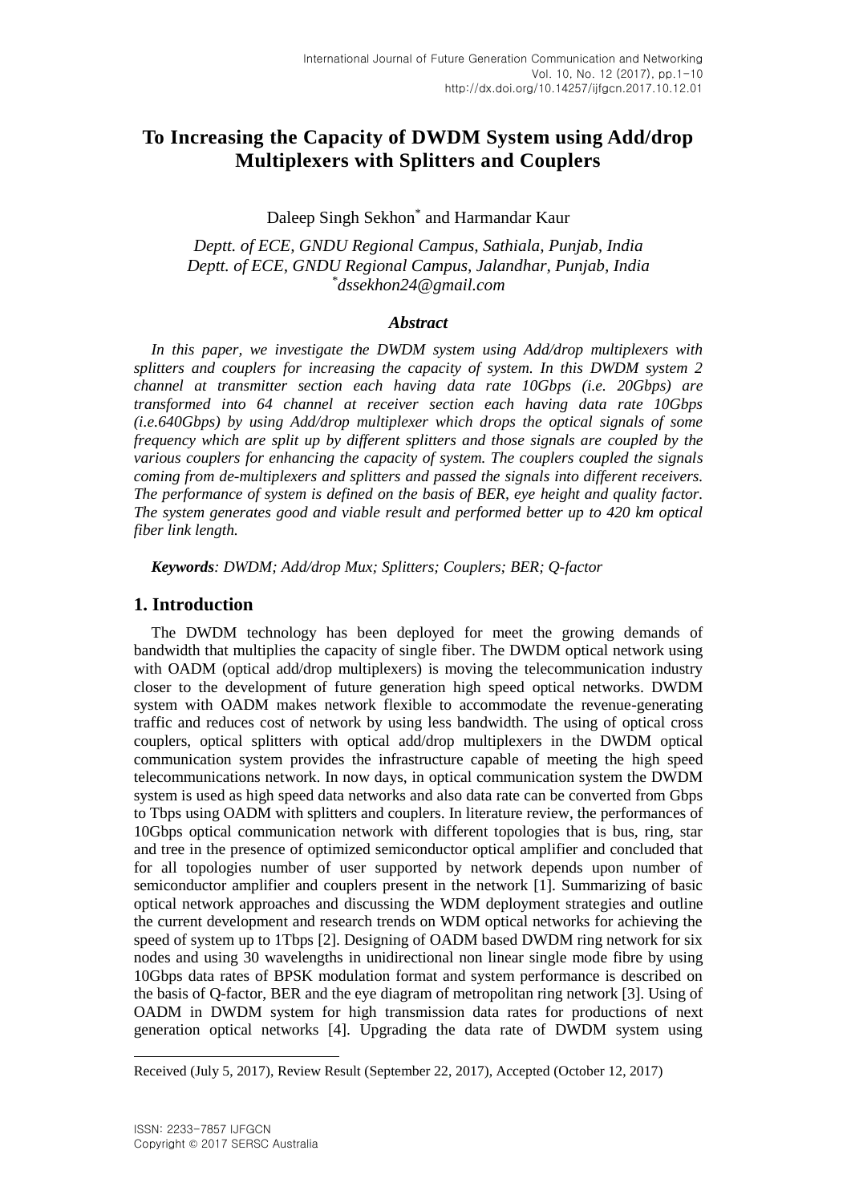# To Increasing the Capacity of DWDM System using Add/drop Multiplexers with Splitters and Couplers

Daleep Singh Sekhon[*] and Harmandar Kaur

*Deptt. of ECE, GNDU Regional Campus, Sathiala, Punjab, India*
*Deptt. of ECE, GNDU Regional Campus, Jalandhar, Punjab, India*
*[*]dssekhon24@gmail.com*

### *Abstract*

*In this paper, we investigate the DWDM system using Add/drop multiplexers with splitters and couplers for increasing the capacity of system. In this DWDM system 2 channel at transmitter section each having data rate 10Gbps (i.e. 20Gbps) are transformed into 64 channel at receiver section each having data rate 10Gbps (i.e.640Gbps) by using Add/drop multiplexer which drops the optical signals of some frequency which are split up by different splitters and those signals are coupled by the various couplers for enhancing the capacity of system. The couplers coupled the signals coming from de-multiplexers and splitters and passed the signals into different receivers. The performance of system is defined on the basis of BER, eye height and quality factor. The system generates good and viable result and performed better up to 420 km optical fiber link length.*

***Keywords**: DWDM; Add/drop Mux; Splitters; Couplers; BER; Q-factor*

## 1. Introduction

The DWDM technology has been deployed for meet the growing demands of bandwidth that multiplies the capacity of single fiber. The DWDM optical network using with OADM (optical add/drop multiplexers) is moving the telecommunication industry closer to the development of future generation high speed optical networks. DWDM system with OADM makes network flexible to accommodate the revenue-generating traffic and reduces cost of network by using less bandwidth. The using of optical cross couplers, optical splitters with optical add/drop multiplexers in the DWDM optical communication system provides the infrastructure capable of meeting the high speed telecommunications network. In now days, in optical communication system the DWDM system is used as high speed data networks and also data rate can be converted from Gbps to Tbps using OADM with splitters and couplers. In literature review, the performances of 10Gbps optical communication network with different topologies that is bus, ring, star and tree in the presence of optimized semiconductor optical amplifier and concluded that for all topologies number of user supported by network depends upon number of semiconductor amplifier and couplers present in the network [1]. Summarizing of basic optical network approaches and discussing the WDM deployment strategies and outline the current development and research trends on WDM optical networks for achieving the speed of system up to 1Tbps [2]. Designing of OADM based DWDM ring network for six nodes and using 30 wavelengths in unidirectional non linear single mode fibre by using 10Gbps data rates of BPSK modulation format and system performance is described on the basis of Q-factor, BER and the eye diagram of metropolitan ring network [3]. Using of OADM in DWDM system for high transmission data rates for productions of next generation optical networks [4]. Upgrading the data rate of DWDM system using

---

Received (July 5, 2017), Review Result (September 22, 2017), Accepted (October 12, 2017)

ISSN: 2233-7857 IJFGCN
Copyright © 2017 SERSC Australia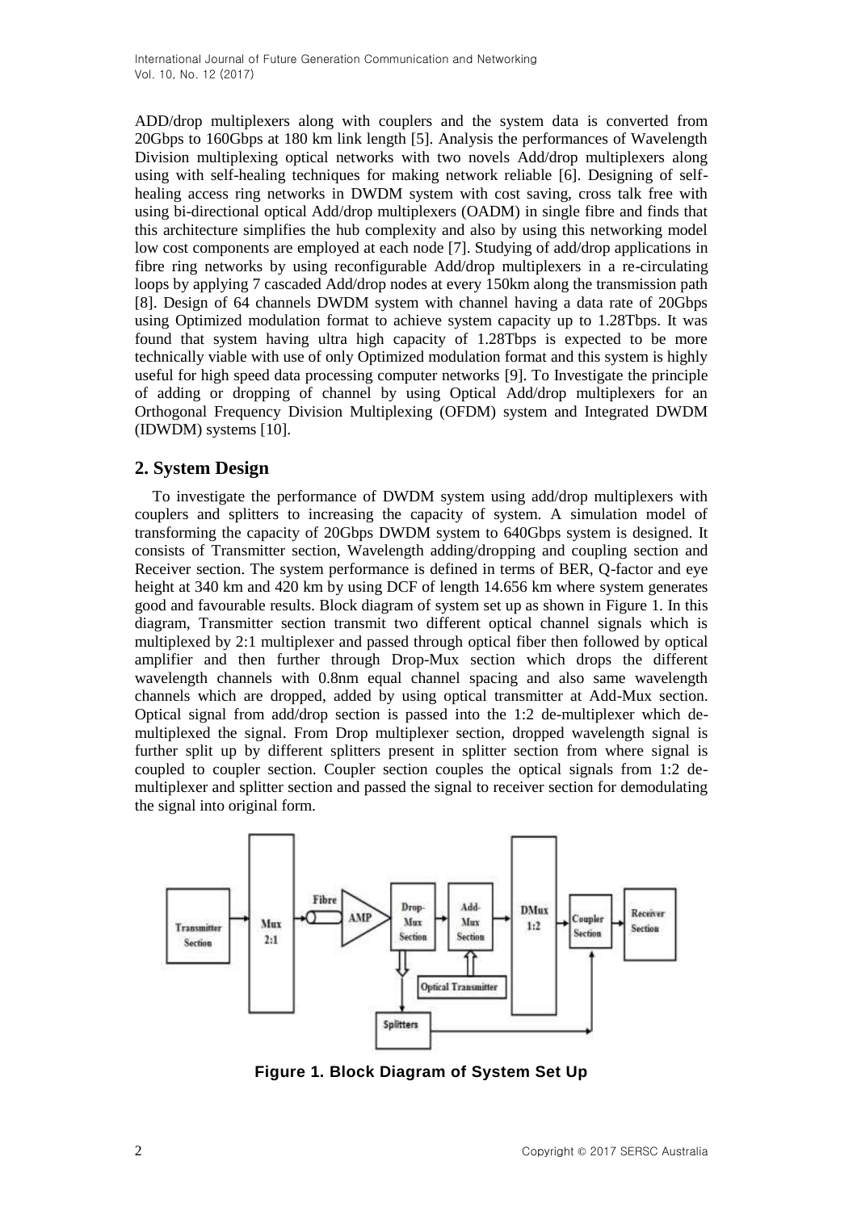ADD/drop multiplexers along with couplers and the system data is converted from 20Gbps to 160Gbps at 180 km link length [5]. Analysis the performances of Wavelength Division multiplexing optical networks with two novels Add/drop multiplexers along using with self-healing techniques for making network reliable [6]. Designing of self-healing access ring networks in DWDM system with cost saving, cross talk free with using bi-directional optical Add/drop multiplexers (OADM) in single fibre and finds that this architecture simplifies the hub complexity and also by using this networking model low cost components are employed at each node [7]. Studying of add/drop applications in fibre ring networks by using reconfigurable Add/drop multiplexers in a re-circulating loops by applying 7 cascaded Add/drop nodes at every 150km along the transmission path [8]. Design of 64 channels DWDM system with channel having a data rate of 20Gbps using Optimized modulation format to achieve system capacity up to 1.28Tbps. It was found that system having ultra high capacity of 1.28Tbps is expected to be more technically viable with use of only Optimized modulation format and this system is highly useful for high speed data processing computer networks [9]. To Investigate the principle of adding or dropping of channel by using Optical Add/drop multiplexers for an Orthogonal Frequency Division Multiplexing (OFDM) system and Integrated DWDM (IDWDM) systems [10].

## 2. System Design

To investigate the performance of DWDM system using add/drop multiplexers with couplers and splitters to increasing the capacity of system. A simulation model of transforming the capacity of 20Gbps DWDM system to 640Gbps system is designed. It consists of Transmitter section, Wavelength adding/dropping and coupling section and Receiver section. The system performance is defined in terms of BER, Q-factor and eye height at 340 km and 420 km by using DCF of length 14.656 km where system generates good and favourable results. Block diagram of system set up as shown in Figure 1. In this diagram, Transmitter section transmit two different optical channel signals which is multiplexed by 2:1 multiplexer and passed through optical fiber then followed by optical amplifier and then further through Drop-Mux section which drops the different wavelength channels with 0.8nm equal channel spacing and also same wavelength channels which are dropped, added by using optical transmitter at Add-Mux section. Optical signal from add/drop section is passed into the 1:2 de-multiplexer which de-multiplexed the signal. From Drop multiplexer section, dropped wavelength signal is further split up by different splitters present in splitter section from where signal is coupled to coupler section. Coupler section couples the optical signals from 1:2 de-multiplexer and splitter section and passed the signal to receiver section for demodulating the signal into original form.

**Figure 1. Block Diagram of System Set Up**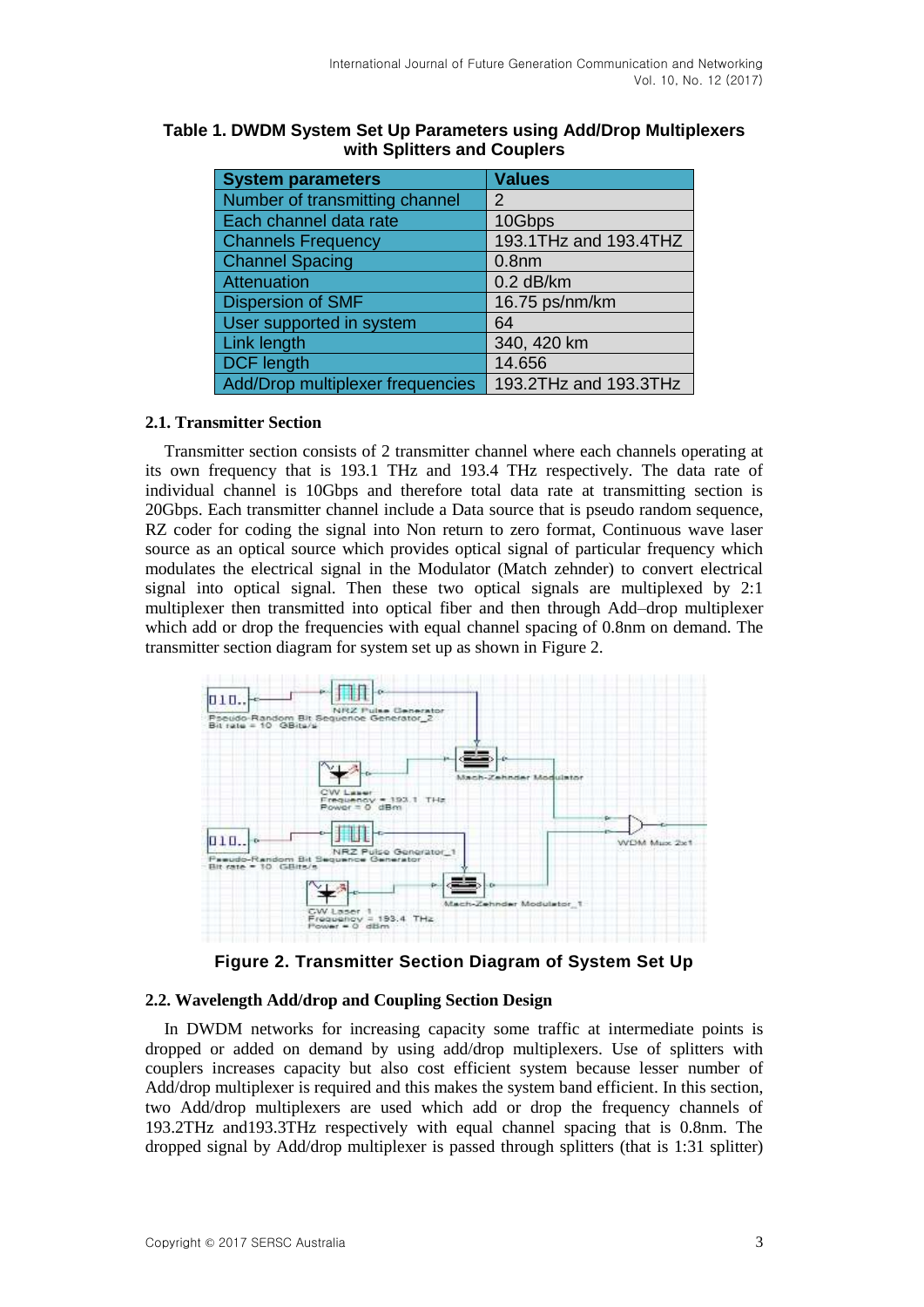**Table 1. DWDM System Set Up Parameters using Add/Drop Multiplexers with Splitters and Couplers**

| System parameters | Values |
|---|---|
| Number of transmitting channel | 2 |
| Each channel data rate | 10Gbps |
| Channels Frequency | 193.1THz and 193.4THZ |
| Channel Spacing | 0.8nm |
| Attenuation | 0.2 dB/km |
| Dispersion of SMF | 16.75 ps/nm/km |
| User supported in system | 64 |
| Link length | 340, 420 km |
| DCF length | 14.656 |
| Add/Drop multiplexer frequencies | 193.2THz and 193.3THz |

### 2.1. Transmitter Section

Transmitter section consists of 2 transmitter channel where each channels operating at its own frequency that is 193.1 THz and 193.4 THz respectively. The data rate of individual channel is 10Gbps and therefore total data rate at transmitting section is 20Gbps. Each transmitter channel include a Data source that is pseudo random sequence, RZ coder for coding the signal into Non return to zero format, Continuous wave laser source as an optical source which provides optical signal of particular frequency which modulates the electrical signal in the Modulator (Match zehnder) to convert electrical signal into optical signal. Then these two optical signals are multiplexed by 2:1 multiplexer then transmitted into optical fiber and then through Add–drop multiplexer which add or drop the frequencies with equal channel spacing of 0.8nm on demand. The transmitter section diagram for system set up as shown in Figure 2.

**Figure 2. Transmitter Section Diagram of System Set Up**

### 2.2. Wavelength Add/drop and Coupling Section Design

In DWDM networks for increasing capacity some traffic at intermediate points is dropped or added on demand by using add/drop multiplexers. Use of splitters with couplers increases capacity but also cost efficient system because lesser number of Add/drop multiplexer is required and this makes the system band efficient. In this section, two Add/drop multiplexers are used which add or drop the frequency channels of 193.2THz and193.3THz respectively with equal channel spacing that is 0.8nm. The dropped signal by Add/drop multiplexer is passed through splitters (that is 1:31 splitter)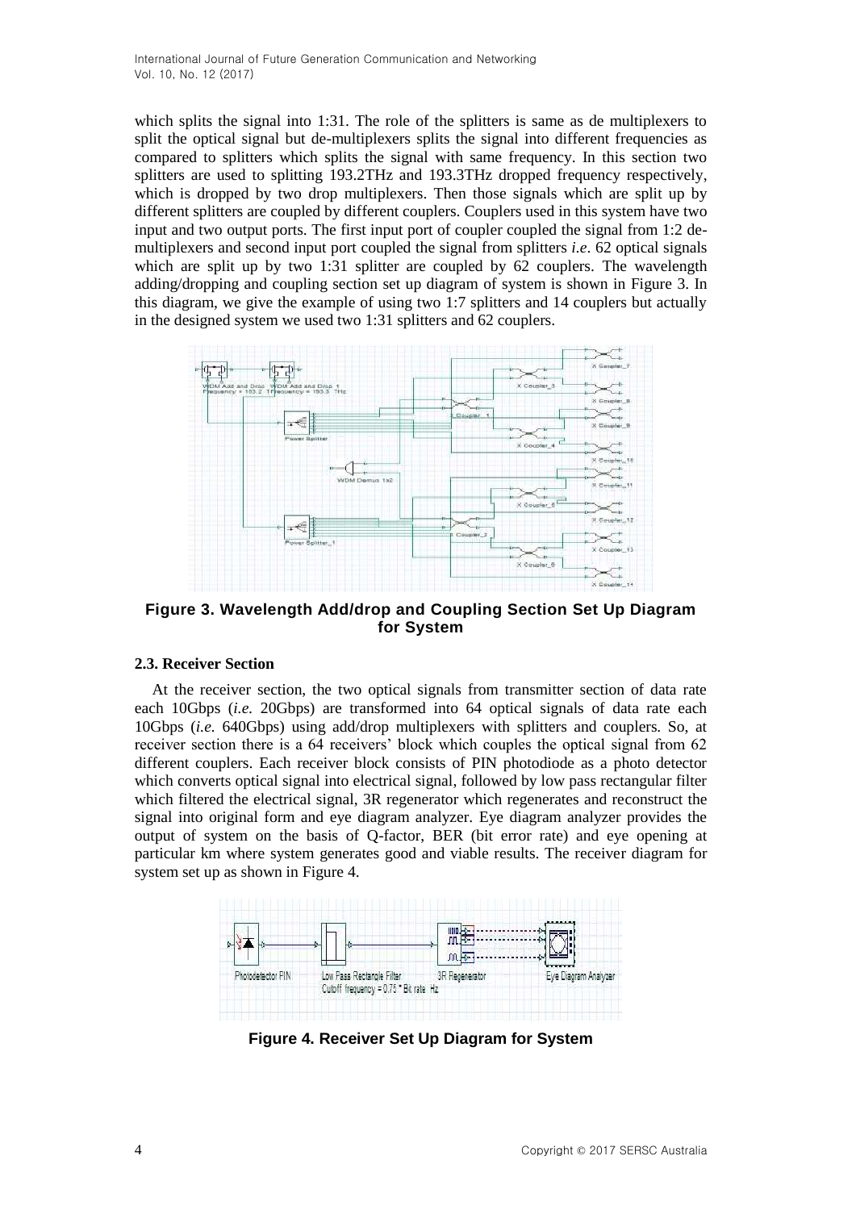which splits the signal into 1:31. The role of the splitters is same as de multiplexers to split the optical signal but de-multiplexers splits the signal into different frequencies as compared to splitters which splits the signal with same frequency. In this section two splitters are used to splitting 193.2THz and 193.3THz dropped frequency respectively, which is dropped by two drop multiplexers. Then those signals which are split up by different splitters are coupled by different couplers. Couplers used in this system have two input and two output ports. The first input port of coupler coupled the signal from 1:2 de-multiplexers and second input port coupled the signal from splitters *i.e*. 62 optical signals which are split up by two 1:31 splitter are coupled by 62 couplers. The wavelength adding/dropping and coupling section set up diagram of system is shown in Figure 3. In this diagram, we give the example of using two 1:7 splitters and 14 couplers but actually in the designed system we used two 1:31 splitters and 62 couplers.

**Figure 3. Wavelength Add/drop and Coupling Section Set Up Diagram for System**

### 2.3. Receiver Section

At the receiver section, the two optical signals from transmitter section of data rate each 10Gbps (*i.e.* 20Gbps) are transformed into 64 optical signals of data rate each 10Gbps (*i.e.* 640Gbps) using add/drop multiplexers with splitters and couplers. So, at receiver section there is a 64 receivers' block which couples the optical signal from 62 different couplers. Each receiver block consists of PIN photodiode as a photo detector which converts optical signal into electrical signal, followed by low pass rectangular filter which filtered the electrical signal, 3R regenerator which regenerates and reconstruct the signal into original form and eye diagram analyzer. Eye diagram analyzer provides the output of system on the basis of Q-factor, BER (bit error rate) and eye opening at particular km where system generates good and viable results. The receiver diagram for system set up as shown in Figure 4.

**Figure 4. Receiver Set Up Diagram for System**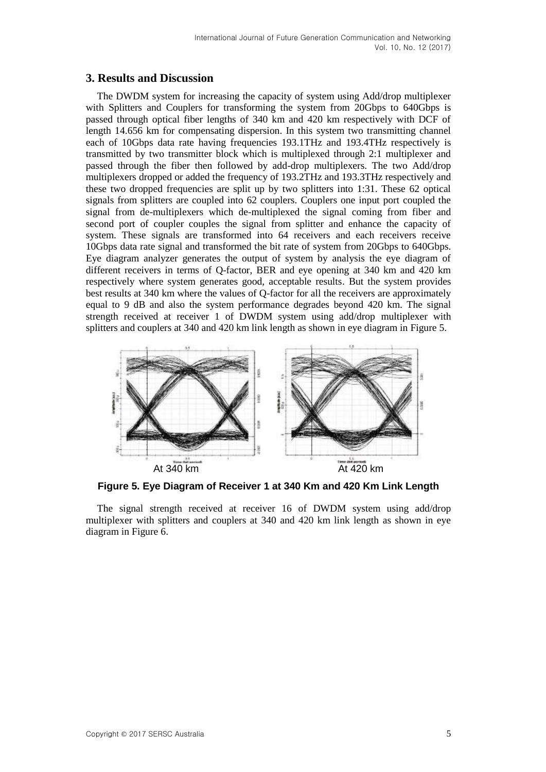## 3. Results and Discussion

The DWDM system for increasing the capacity of system using Add/drop multiplexer with Splitters and Couplers for transforming the system from 20Gbps to 640Gbps is passed through optical fiber lengths of 340 km and 420 km respectively with DCF of length 14.656 km for compensating dispersion. In this system two transmitting channel each of 10Gbps data rate having frequencies 193.1THz and 193.4THz respectively is transmitted by two transmitter block which is multiplexed through 2:1 multiplexer and passed through the fiber then followed by add-drop multiplexers. The two Add/drop multiplexers dropped or added the frequency of 193.2THz and 193.3THz respectively and these two dropped frequencies are split up by two splitters into 1:31. These 62 optical signals from splitters are coupled into 62 couplers. Couplers one input port coupled the signal from de-multiplexers which de-multiplexed the signal coming from fiber and second port of coupler couples the signal from splitter and enhance the capacity of system. These signals are transformed into 64 receivers and each receivers receive 10Gbps data rate signal and transformed the bit rate of system from 20Gbps to 640Gbps. Eye diagram analyzer generates the output of system by analysis the eye diagram of different receivers in terms of Q-factor, BER and eye opening at 340 km and 420 km respectively where system generates good, acceptable results. But the system provides best results at 340 km where the values of Q-factor for all the receivers are approximately equal to 9 dB and also the system performance degrades beyond 420 km. The signal strength received at receiver 1 of DWDM system using add/drop multiplexer with splitters and couplers at 340 and 420 km link length as shown in eye diagram in Figure 5.

At 340 km　　　　At 420 km

**Figure 5. Eye Diagram of Receiver 1 at 340 Km and 420 Km Link Length**

The signal strength received at receiver 16 of DWDM system using add/drop multiplexer with splitters and couplers at 340 and 420 km link length as shown in eye diagram in Figure 6.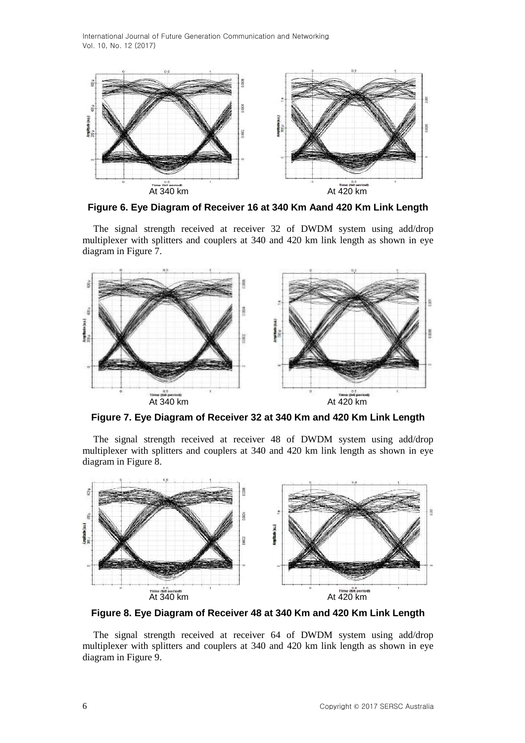At 340 km At 420 km

**Figure 6. Eye Diagram of Receiver 16 at 340 Km Aand 420 Km Link Length**

The signal strength received at receiver 32 of DWDM system using add/drop multiplexer with splitters and couplers at 340 and 420 km link length as shown in eye diagram in Figure 7.

At 340 km At 420 km

**Figure 7. Eye Diagram of Receiver 32 at 340 Km and 420 Km Link Length**

The signal strength received at receiver 48 of DWDM system using add/drop multiplexer with splitters and couplers at 340 and 420 km link length as shown in eye diagram in Figure 8.

At 340 km At 420 km

**Figure 8. Eye Diagram of Receiver 48 at 340 Km and 420 Km Link Length**

The signal strength received at receiver 64 of DWDM system using add/drop multiplexer with splitters and couplers at 340 and 420 km link length as shown in eye diagram in Figure 9.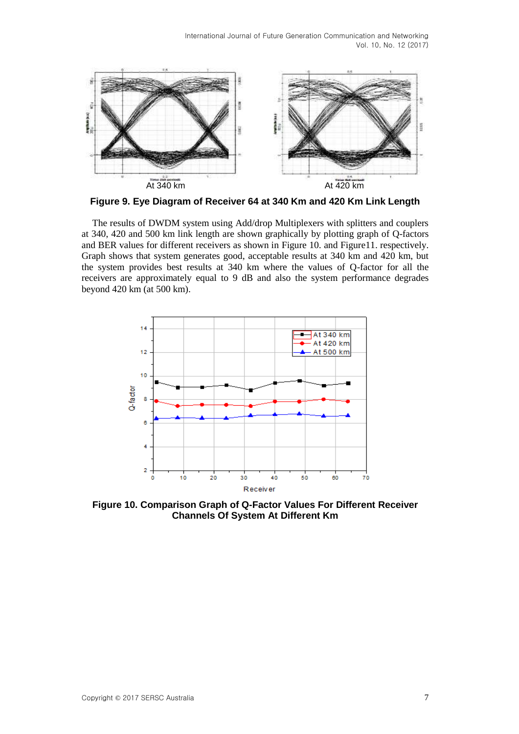At 340 km

At 420 km

**Figure 9. Eye Diagram of Receiver 64 at 340 Km and 420 Km Link Length**

The results of DWDM system using Add/drop Multiplexers with splitters and couplers at 340, 420 and 500 km link length are shown graphically by plotting graph of Q-factors and BER values for different receivers as shown in Figure 10. and Figure11. respectively. Graph shows that system generates good, acceptable results at 340 km and 420 km, but the system provides best results at 340 km where the values of Q-factor for all the receivers are approximately equal to 9 dB and also the system performance degrades beyond 420 km (at 500 km).

**Figure 10. Comparison Graph of Q-Factor Values For Different Receiver Channels Of System At Different Km**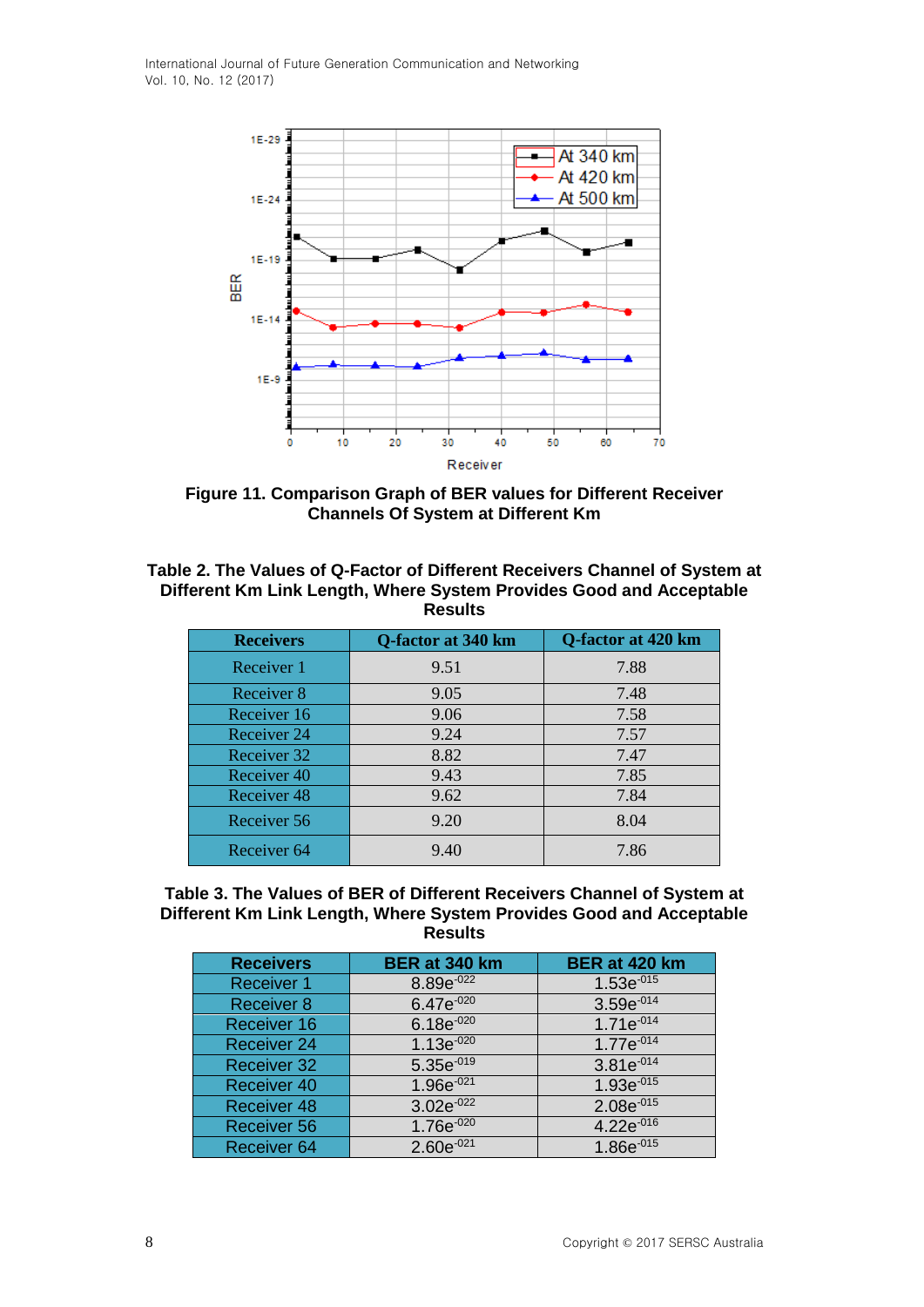**Figure 11. Comparison Graph of BER values for Different Receiver Channels Of System at Different Km**

**Table 2. The Values of Q-Factor of Different Receivers Channel of System at Different Km Link Length, Where System Provides Good and Acceptable Results**

| Receivers | Q-factor at 340 km | Q-factor at 420 km |
|---|---|---|
| Receiver 1 | 9.51 | 7.88 |
| Receiver 8 | 9.05 | 7.48 |
| Receiver 16 | 9.06 | 7.58 |
| Receiver 24 | 9.24 | 7.57 |
| Receiver 32 | 8.82 | 7.47 |
| Receiver 40 | 9.43 | 7.85 |
| Receiver 48 | 9.62 | 7.84 |
| Receiver 56 | 9.20 | 8.04 |
| Receiver 64 | 9.40 | 7.86 |

**Table 3. The Values of BER of Different Receivers Channel of System at Different Km Link Length, Where System Provides Good and Acceptable Results**

| Receivers | BER at 340 km | BER at 420 km |
|---|---|---|
| Receiver 1 | $8.89e^{-022}$ | $1.53e^{-015}$ |
| Receiver 8 | $6.47e^{-020}$ | $3.59e^{-014}$ |
| Receiver 16 | $6.18e^{-020}$ | $1.71e^{-014}$ |
| Receiver 24 | $1.13e^{-020}$ | $1.77e^{-014}$ |
| Receiver 32 | $5.35e^{-019}$ | $3.81e^{-014}$ |
| Receiver 40 | $1.96e^{-021}$ | $1.93e^{-015}$ |
| Receiver 48 | $3.02e^{-022}$ | $2.08e^{-015}$ |
| Receiver 56 | $1.76e^{-020}$ | $4.22e^{-016}$ |
| Receiver 64 | $2.60e^{-021}$ | $1.86e^{-015}$ |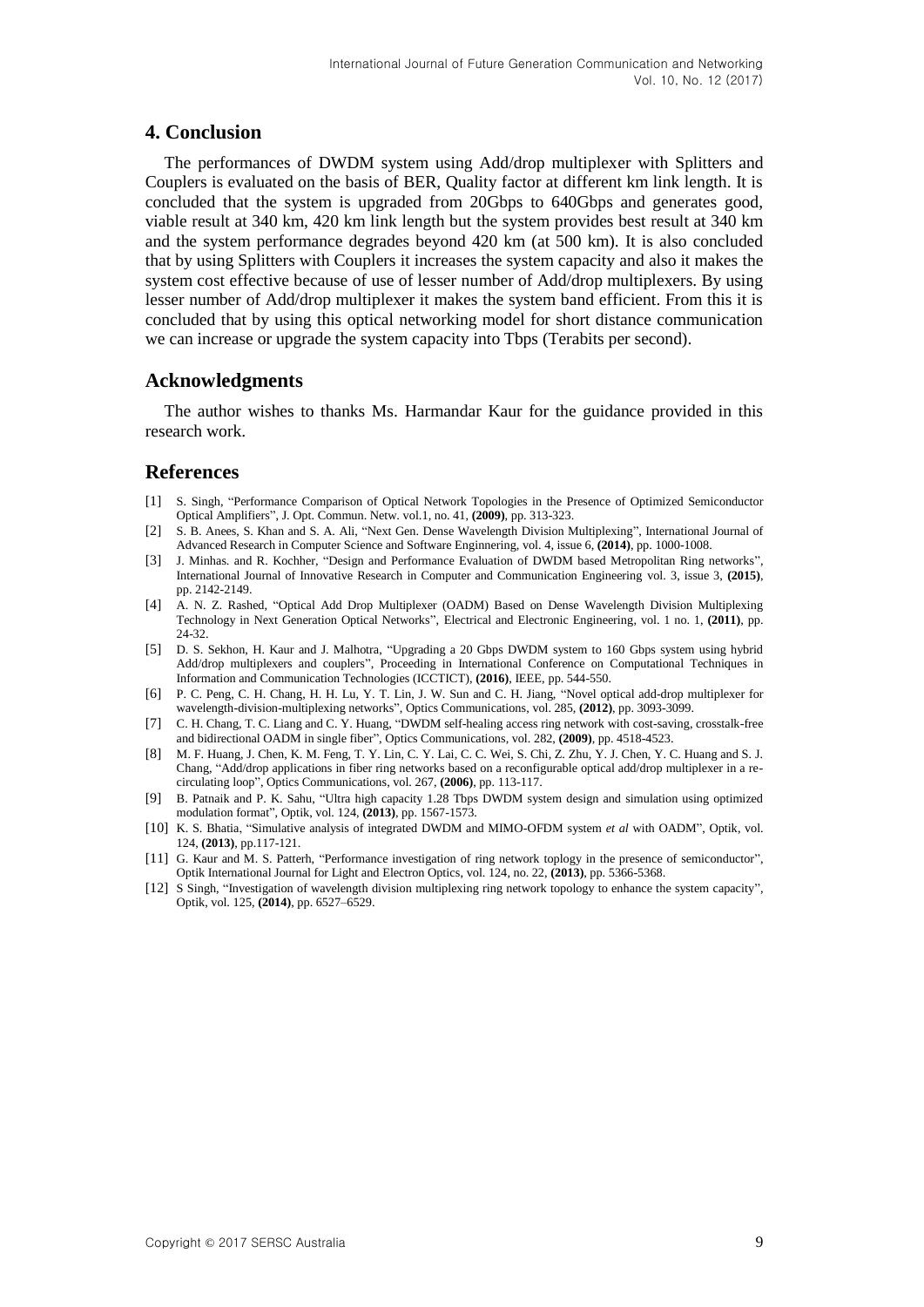## 4. Conclusion

The performances of DWDM system using Add/drop multiplexer with Splitters and Couplers is evaluated on the basis of BER, Quality factor at different km link length. It is concluded that the system is upgraded from 20Gbps to 640Gbps and generates good, viable result at 340 km, 420 km link length but the system provides best result at 340 km and the system performance degrades beyond 420 km (at 500 km). It is also concluded that by using Splitters with Couplers it increases the system capacity and also it makes the system cost effective because of use of lesser number of Add/drop multiplexers. By using lesser number of Add/drop multiplexer it makes the system band efficient. From this it is concluded that by using this optical networking model for short distance communication we can increase or upgrade the system capacity into Tbps (Terabits per second).

## Acknowledgments

The author wishes to thanks Ms. Harmandar Kaur for the guidance provided in this research work.

## References

[1] S. Singh, "Performance Comparison of Optical Network Topologies in the Presence of Optimized Semiconductor Optical Amplifiers", J. Opt. Commun. Netw. vol.1, no. 41, **(2009)**, pp. 313-323.

[2] S. B. Anees, S. Khan and S. A. Ali, "Next Gen. Dense Wavelength Division Multiplexing", International Journal of Advanced Research in Computer Science and Software Enginnering, vol. 4, issue 6, **(2014)**, pp. 1000-1008.

[3] J. Minhas. and R. Kochher, "Design and Performance Evaluation of DWDM based Metropolitan Ring networks", International Journal of Innovative Research in Computer and Communication Engineering vol. 3, issue 3, **(2015)**, pp. 2142-2149.

[4] A. N. Z. Rashed, "Optical Add Drop Multiplexer (OADM) Based on Dense Wavelength Division Multiplexing Technology in Next Generation Optical Networks", Electrical and Electronic Engineering, vol. 1 no. 1, **(2011)**, pp. 24-32.

[5] D. S. Sekhon, H. Kaur and J. Malhotra, "Upgrading a 20 Gbps DWDM system to 160 Gbps system using hybrid Add/drop multiplexers and couplers", Proceeding in International Conference on Computational Techniques in Information and Communication Technologies (ICCTICT), **(2016)**, IEEE, pp. 544-550.

[6] P. C. Peng, C. H. Chang, H. H. Lu, Y. T. Lin, J. W. Sun and C. H. Jiang, "Novel optical add-drop multiplexer for wavelength-division-multiplexing networks", Optics Communications, vol. 285, **(2012)**, pp. 3093-3099.

[7] C. H. Chang, T. C. Liang and C. Y. Huang, "DWDM self-healing access ring network with cost-saving, crosstalk-free and bidirectional OADM in single fiber", Optics Communications, vol. 282, **(2009)**, pp. 4518-4523.

[8] M. F. Huang, J. Chen, K. M. Feng, T. Y. Lin, C. Y. Lai, C. C. Wei, S. Chi, Z. Zhu, Y. J. Chen, Y. C. Huang and S. J. Chang, "Add/drop applications in fiber ring networks based on a reconfigurable optical add/drop multiplexer in a re-circulating loop", Optics Communications, vol. 267, **(2006)**, pp. 113-117.

[9] B. Patnaik and P. K. Sahu, "Ultra high capacity 1.28 Tbps DWDM system design and simulation using optimized modulation format", Optik, vol. 124, **(2013)**, pp. 1567-1573.

[10] K. S. Bhatia, "Simulative analysis of integrated DWDM and MIMO-OFDM system *et al* with OADM", Optik, vol. 124, **(2013)**, pp.117-121.

[11] G. Kaur and M. S. Patterh, "Performance investigation of ring network toplogy in the presence of semiconductor", Optik International Journal for Light and Electron Optics, vol. 124, no. 22, **(2013)**, pp. 5366-5368.

[12] S Singh, "Investigation of wavelength division multiplexing ring network topology to enhance the system capacity", Optik, vol. 125, **(2014)**, pp. 6527–6529.